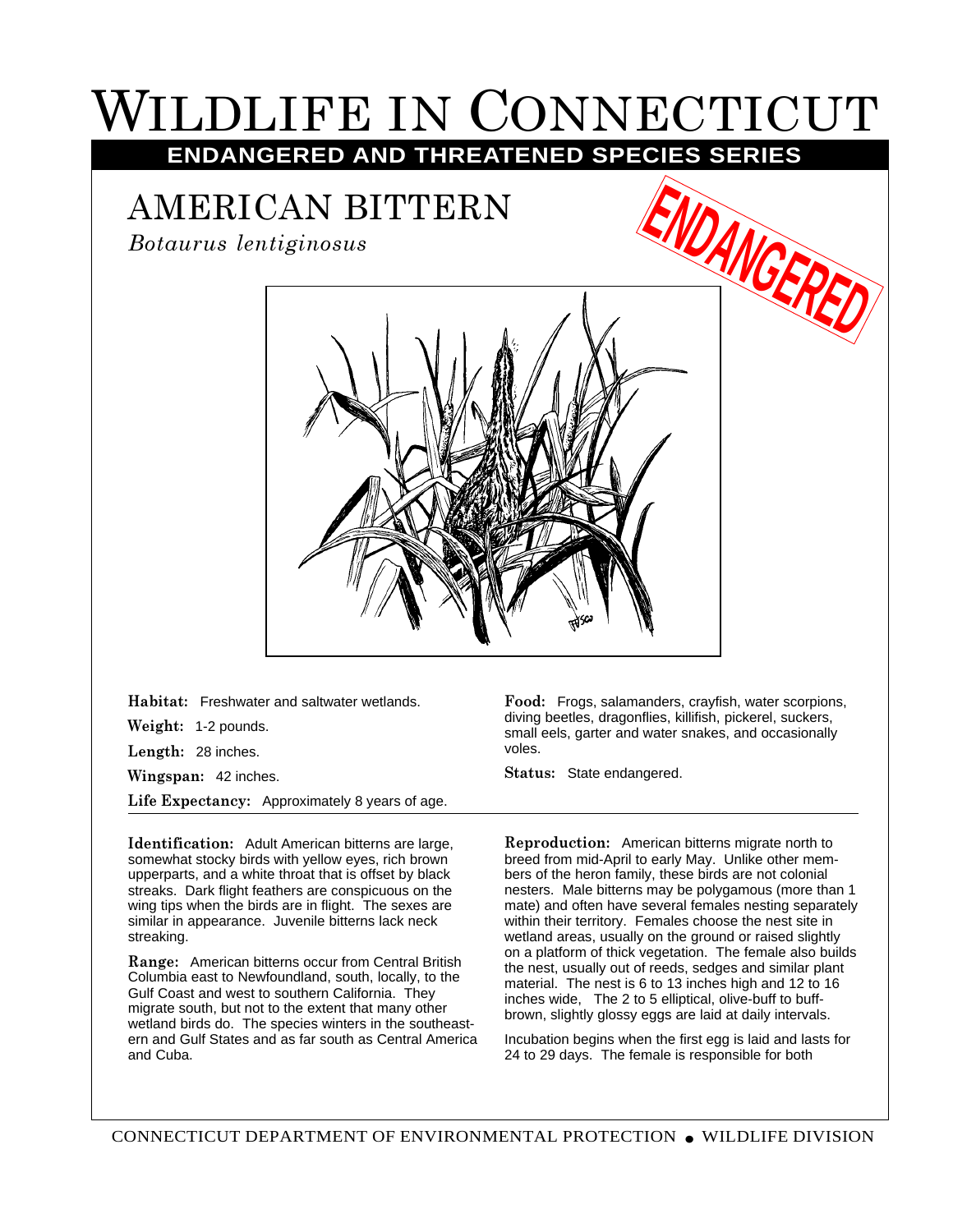# WILDLIFE IN CONNECTICUT

## ENDANGERED AND THREATENED SPECIES SERIES

## AMERICAN BITTERN

*Botaurus lentiginosus*

ENDANGERED

**Habitat:** Freshwater and saltwater wetlands.

**Weight:** 1-2 pounds.

**Length:** 28 inches.

**Wingspan:** 42 inches.

**Life Expectancy:** Approximately 8 years of age.

**Food:** Frogs, salamanders, crayfish, water scorpions, diving beetles, dragonflies, killifish, pickerel, suckers, small eels, garter and water snakes, and occasionally voles.

**Status:** State endangered.

**Identification:** Adult American bitterns are large, somewhat stocky birds with yellow eyes, rich brown upperparts, and a white throat that is offset by black streaks. Dark flight feathers are conspicuous on the wing tips when the birds are in flight. The sexes are similar in appearance. Juvenile bitterns lack neck streaking.

**Range:** American bitterns occur from Central British Columbia east to Newfoundland, south, locally, to the Gulf Coast and west to southern California. They migrate south, but not to the extent that many other wetland birds do. The species winters in the southeastern and Gulf States and as far south as Central America and Cuba.

**Reproduction:** American bitterns migrate north to breed from mid-April to early May. Unlike other members of the heron family, these birds are not colonial nesters. Male bitterns may be polygamous (more than 1 mate) and often have several females nesting separately within their territory. Females choose the nest site in wetland areas, usually on the ground or raised slightly on a platform of thick vegetation. The female also builds the nest, usually out of reeds, sedges and similar plant material. The nest is 6 to 13 inches high and 12 to 16 inches wide, The 2 to 5 elliptical, olive-buff to buff-brown, slightly glossy eggs are laid at daily intervals.

Incubation begins when the first egg is laid and lasts for 24 to 29 days. The female is responsible for both

CONNECTICUT DEPARTMENT OF ENVIRONMENTAL PROTECTION • WILDLIFE DIVISION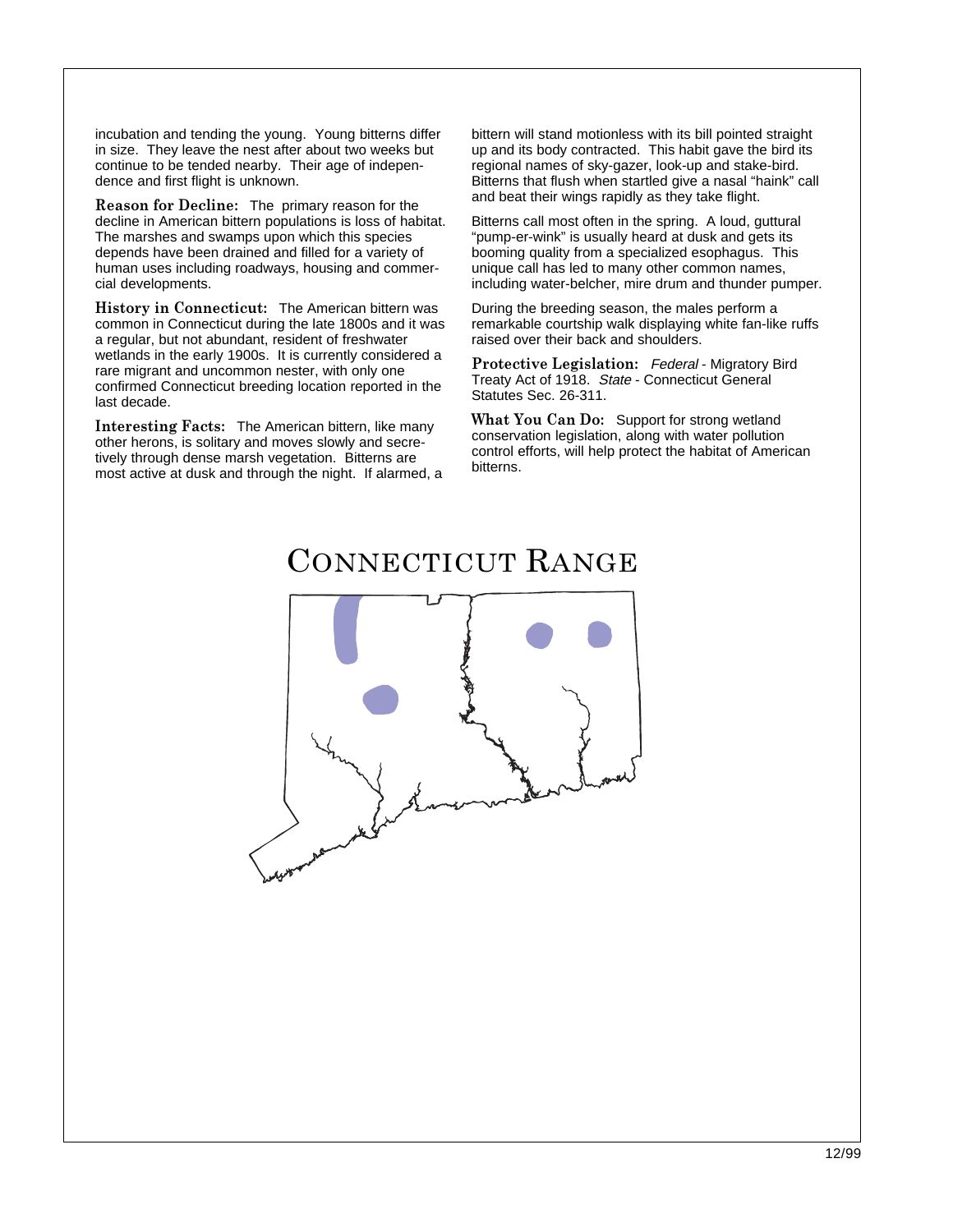incubation and tending the young. Young bitterns differ in size. They leave the nest after about two weeks but continue to be tended nearby. Their age of independence and first flight is unknown.

**Reason for Decline:** The primary reason for the decline in American bittern populations is loss of habitat. The marshes and swamps upon which this species depends have been drained and filled for a variety of human uses including roadways, housing and commercial developments.

**History in Connecticut:** The American bittern was common in Connecticut during the late 1800s and it was a regular, but not abundant, resident of freshwater wetlands in the early 1900s. It is currently considered a rare migrant and uncommon nester, with only one confirmed Connecticut breeding location reported in the last decade.

**Interesting Facts:** The American bittern, like many other herons, is solitary and moves slowly and secretively through dense marsh vegetation. Bitterns are most active at dusk and through the night. If alarmed, a bittern will stand motionless with its bill pointed straight up and its body contracted. This habit gave the bird its regional names of sky-gazer, look-up and stake-bird. Bitterns that flush when startled give a nasal "haink" call and beat their wings rapidly as they take flight.

Bitterns call most often in the spring. A loud, guttural "pump-er-wink" is usually heard at dusk and gets its booming quality from a specialized esophagus. This unique call has led to many other common names, including water-belcher, mire drum and thunder pumper.

During the breeding season, the males perform a remarkable courtship walk displaying white fan-like ruffs raised over their back and shoulders.

**Protective Legislation:** *Federal* - Migratory Bird Treaty Act of 1918. *State* - Connecticut General Statutes Sec. 26-311.

**What You Can Do:** Support for strong wetland conservation legislation, along with water pollution control efforts, will help protect the habitat of American bitterns.

## Connecticut Range

12/99